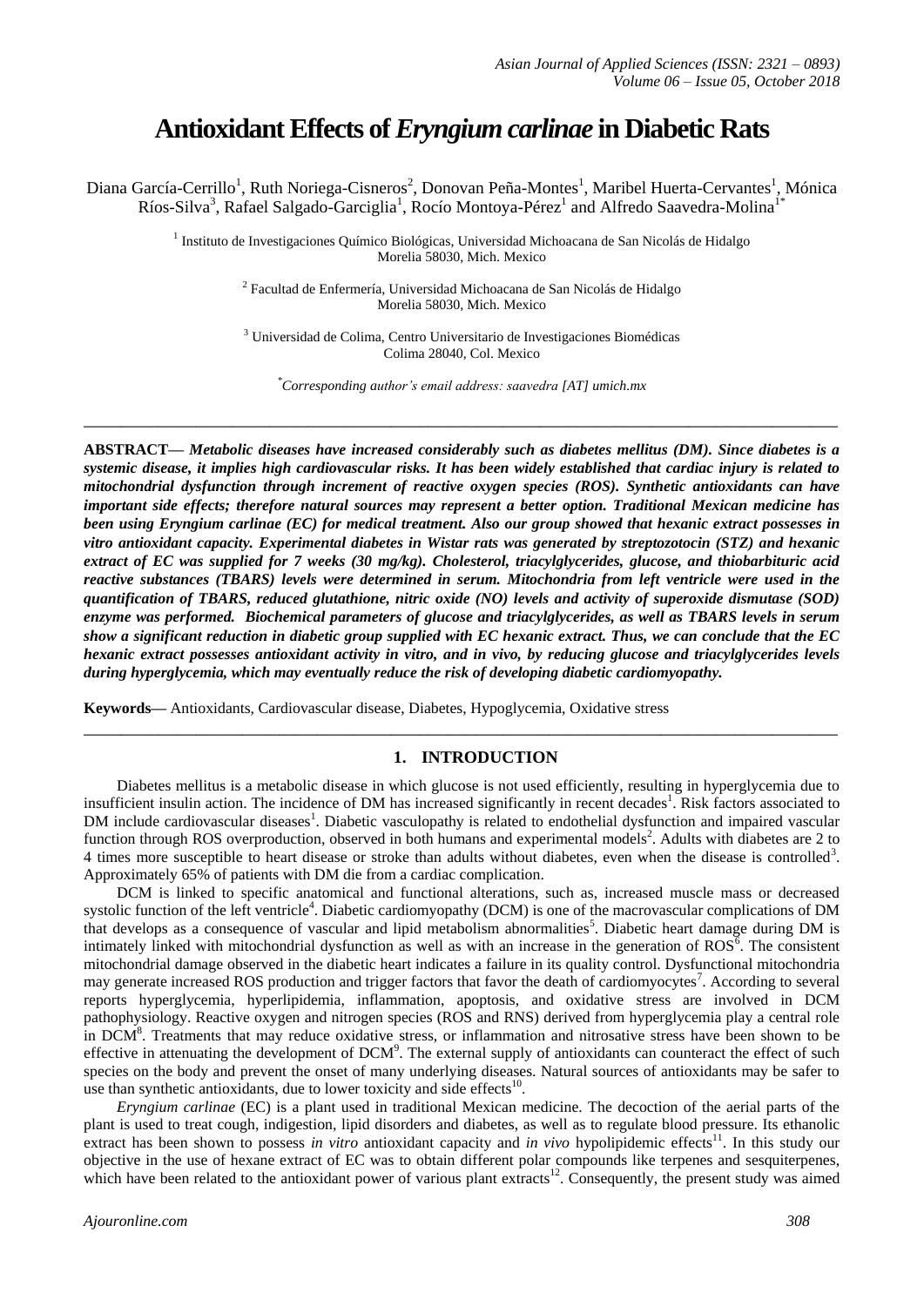# Antioxidant Effects of *Eryngium carlinae* in Diabetic Rats

Diana García-Cerrillo[1], Ruth Noriega-Cisneros[2], Donovan Peña-Montes[1], Maribel Huerta-Cervantes[1], Mónica Ríos-Silva[3], Rafael Salgado-Garciglia[1], Rocío Montoya-Pérez[1] and Alfredo Saavedra-Molina[1*]

[1] Instituto de Investigaciones Químico Biológicas, Universidad Michoacana de San Nicolás de Hidalgo Morelia 58030, Mich. Mexico

[2] Facultad de Enfermería, Universidad Michoacana de San Nicolás de Hidalgo Morelia 58030, Mich. Mexico

[3] Universidad de Colima, Centro Universitario de Investigaciones Biomédicas Colima 28040, Col. Mexico

[*] *Corresponding author's email address: saavedra [AT] umich.mx*

---

**ABSTRACT—** ***Metabolic diseases have increased considerably such as diabetes mellitus (DM). Since diabetes is a systemic disease, it implies high cardiovascular risks. It has been widely established that cardiac injury is related to mitochondrial dysfunction through increment of reactive oxygen species (ROS). Synthetic antioxidants can have important side effects; therefore natural sources may represent a better option. Traditional Mexican medicine has been using Eryngium carlinae (EC) for medical treatment. Also our group showed that hexanic extract possesses in vitro antioxidant capacity. Experimental diabetes in Wistar rats was generated by streptozotocin (STZ) and hexanic extract of EC was supplied for 7 weeks (30 mg/kg). Cholesterol, triacylglycerides, glucose, and thiobarbituric acid reactive substances (TBARS) levels were determined in serum. Mitochondria from left ventricle were used in the quantification of TBARS, reduced glutathione, nitric oxide (NO) levels and activity of superoxide dismutase (SOD) enzyme was performed. Biochemical parameters of glucose and triacylglycerides, as well as TBARS levels in serum show a significant reduction in diabetic group supplied with EC hexanic extract. Thus, we can conclude that the EC hexanic extract possesses antioxidant activity in vitro, and in vivo, by reducing glucose and triacylglycerides levels during hyperglycemia, which may eventually reduce the risk of developing diabetic cardiomyopathy.***

**Keywords—** Antioxidants, Cardiovascular disease, Diabetes, Hypoglycemia, Oxidative stress

---

## 1. INTRODUCTION

Diabetes mellitus is a metabolic disease in which glucose is not used efficiently, resulting in hyperglycemia due to insufficient insulin action. The incidence of DM has increased significantly in recent decades[1]. Risk factors associated to DM include cardiovascular diseases[1]. Diabetic vasculopathy is related to endothelial dysfunction and impaired vascular function through ROS overproduction, observed in both humans and experimental models[2]. Adults with diabetes are 2 to 4 times more susceptible to heart disease or stroke than adults without diabetes, even when the disease is controlled[3]. Approximately 65% of patients with DM die from a cardiac complication.

DCM is linked to specific anatomical and functional alterations, such as, increased muscle mass or decreased systolic function of the left ventricle[4]. Diabetic cardiomyopathy (DCM) is one of the macrovascular complications of DM that develops as a consequence of vascular and lipid metabolism abnormalities[5]. Diabetic heart damage during DM is intimately linked with mitochondrial dysfunction as well as with an increase in the generation of ROS[6]. The consistent mitochondrial damage observed in the diabetic heart indicates a failure in its quality control. Dysfunctional mitochondria may generate increased ROS production and trigger factors that favor the death of cardiomyocytes[7]. According to several reports hyperglycemia, hyperlipidemia, inflammation, apoptosis, and oxidative stress are involved in DCM pathophysiology. Reactive oxygen and nitrogen species (ROS and RNS) derived from hyperglycemia play a central role in DCM[8]. Treatments that may reduce oxidative stress, or inflammation and nitrosative stress have been shown to be effective in attenuating the development of DCM[9]. The external supply of antioxidants can counteract the effect of such species on the body and prevent the onset of many underlying diseases. Natural sources of antioxidants may be safer to use than synthetic antioxidants, due to lower toxicity and side effects[10].

*Eryngium carlinae* (EC) is a plant used in traditional Mexican medicine. The decoction of the aerial parts of the plant is used to treat cough, indigestion, lipid disorders and diabetes, as well as to regulate blood pressure. Its ethanolic extract has been shown to possess *in vitro* antioxidant capacity and *in vivo* hypolipidemic effects[11]. In this study our objective in the use of hexane extract of EC was to obtain different polar compounds like terpenes and sesquiterpenes, which have been related to the antioxidant power of various plant extracts[12]. Consequently, the present study was aimed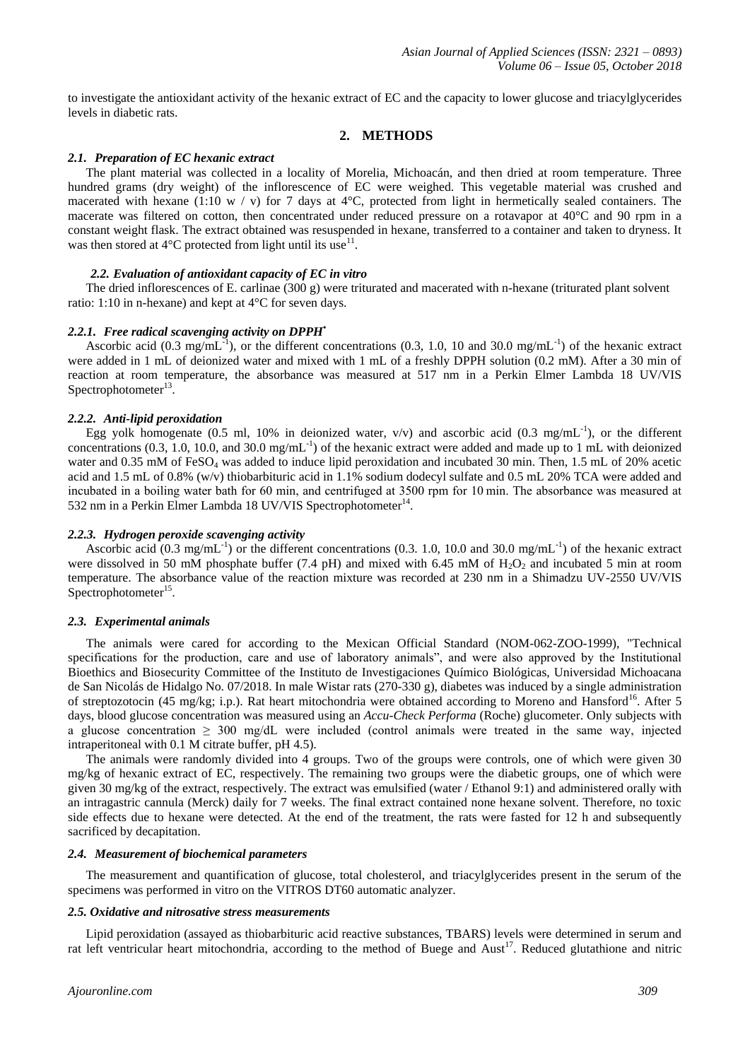to investigate the antioxidant activity of the hexanic extract of EC and the capacity to lower glucose and triacylglycerides levels in diabetic rats.

## 2. METHODS

### *2.1. Preparation of EC hexanic extract*

The plant material was collected in a locality of Morelia, Michoacán, and then dried at room temperature. Three hundred grams (dry weight) of the inflorescence of EC were weighed. This vegetable material was crushed and macerated with hexane (1:10 w / v) for 7 days at 4°C, protected from light in hermetically sealed containers. The macerate was filtered on cotton, then concentrated under reduced pressure on a rotavapor at 40°C and 90 rpm in a constant weight flask. The extract obtained was resuspended in hexane, transferred to a container and taken to dryness. It was then stored at 4°C protected from light until its use[11].

### *2.2. Evaluation of antioxidant capacity of EC in vitro*

The dried inflorescences of E. carlinae (300 g) were triturated and macerated with n-hexane (triturated plant solvent ratio: 1:10 in n-hexane) and kept at 4°C for seven days.

#### *2.2.1. Free radical scavenging activity on DPPH•*

Ascorbic acid (0.3 mg/mL$^{-1}$), or the different concentrations (0.3, 1.0, 10 and 30.0 mg/mL$^{-1}$) of the hexanic extract were added in 1 mL of deionized water and mixed with 1 mL of a freshly DPPH solution (0.2 mM). After a 30 min of reaction at room temperature, the absorbance was measured at 517 nm in a Perkin Elmer Lambda 18 UV/VIS Spectrophotometer[13].

#### *2.2.2. Anti-lipid peroxidation*

Egg yolk homogenate (0.5 ml, 10% in deionized water, v/v) and ascorbic acid (0.3 mg/mL$^{-1}$), or the different concentrations (0.3, 1.0, 10.0, and 30.0 mg/mL$^{-1}$) of the hexanic extract were added and made up to 1 mL with deionized water and 0.35 mM of $FeSO_4$ was added to induce lipid peroxidation and incubated 30 min. Then, 1.5 mL of 20% acetic acid and 1.5 mL of 0.8% (w/v) thiobarbituric acid in 1.1% sodium dodecyl sulfate and 0.5 mL 20% TCA were added and incubated in a boiling water bath for 60 min, and centrifuged at 3500 rpm for 10 min. The absorbance was measured at 532 nm in a Perkin Elmer Lambda 18 UV/VIS Spectrophotometer[14].

#### *2.2.3. Hydrogen peroxide scavenging activity*

Ascorbic acid (0.3 mg/mL$^{-1}$) or the different concentrations (0.3. 1.0, 10.0 and 30.0 mg/mL$^{-1}$) of the hexanic extract were dissolved in 50 mM phosphate buffer (7.4 pH) and mixed with 6.45 mM of $H_2O_2$ and incubated 5 min at room temperature. The absorbance value of the reaction mixture was recorded at 230 nm in a Shimadzu UV-2550 UV/VIS Spectrophotometer[15].

### *2.3. Experimental animals*

The animals were cared for according to the Mexican Official Standard (NOM-062-ZOO-1999), "Technical specifications for the production, care and use of laboratory animals", and were also approved by the Institutional Bioethics and Biosecurity Committee of the Instituto de Investigaciones Químico Biológicas, Universidad Michoacana de San Nicolás de Hidalgo No. 07/2018. In male Wistar rats (270-330 g), diabetes was induced by a single administration of streptozotocin (45 mg/kg; i.p.). Rat heart mitochondria were obtained according to Moreno and Hansford[16]. After 5 days, blood glucose concentration was measured using an *Accu-Check Performa* (Roche) glucometer. Only subjects with a glucose concentration ≥ 300 mg/dL were included (control animals were treated in the same way, injected intraperitoneal with 0.1 M citrate buffer, pH 4.5).

The animals were randomly divided into 4 groups. Two of the groups were controls, one of which were given 30 mg/kg of hexanic extract of EC, respectively. The remaining two groups were the diabetic groups, one of which were given 30 mg/kg of the extract, respectively. The extract was emulsified (water / Ethanol 9:1) and administered orally with an intragastric cannula (Merck) daily for 7 weeks. The final extract contained none hexane solvent. Therefore, no toxic side effects due to hexane were detected. At the end of the treatment, the rats were fasted for 12 h and subsequently sacrificed by decapitation.

### *2.4. Measurement of biochemical parameters*

The measurement and quantification of glucose, total cholesterol, and triacylglycerides present in the serum of the specimens was performed in vitro on the VITROS DT60 automatic analyzer.

### *2.5. Oxidative and nitrosative stress measurements*

Lipid peroxidation (assayed as thiobarbituric acid reactive substances, TBARS) levels were determined in serum and rat left ventricular heart mitochondria, according to the method of Buege and Aust[17]. Reduced glutathione and nitric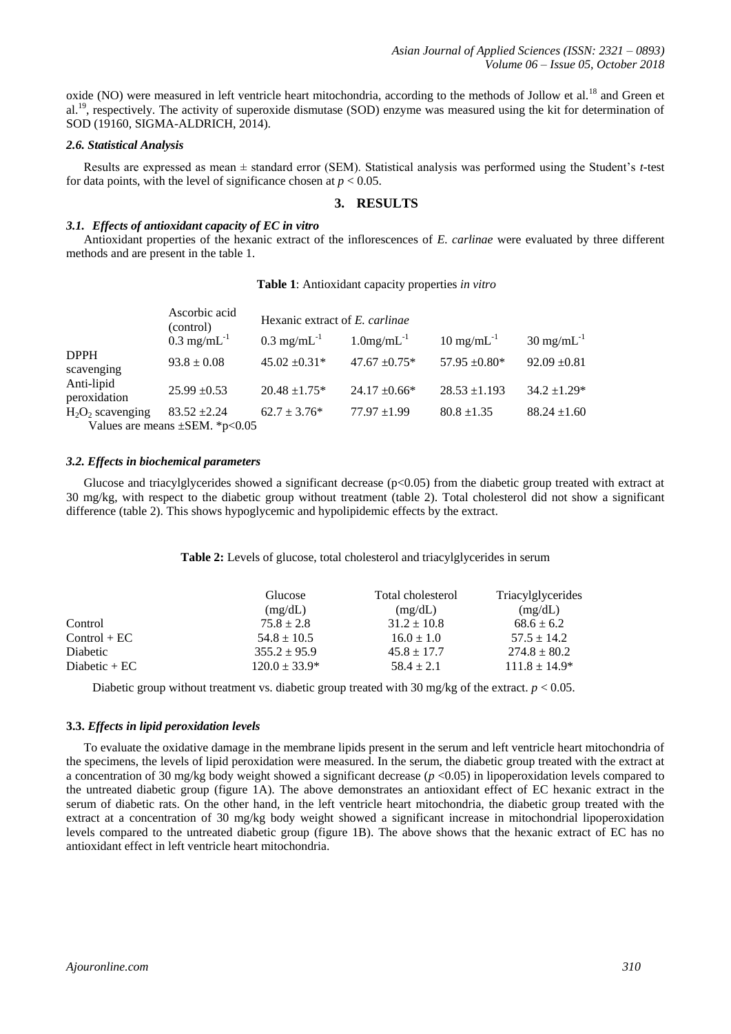oxide (NO) were measured in left ventricle heart mitochondria, according to the methods of Jollow et al.[18] and Green et al.[19], respectively. The activity of superoxide dismutase (SOD) enzyme was measured using the kit for determination of SOD (19160, SIGMA-ALDRICH, 2014).

### *2.6. Statistical Analysis*

Results are expressed as mean ± standard error (SEM). Statistical analysis was performed using the Student's *t*-test for data points, with the level of significance chosen at $p < 0.05$.

## 3. RESULTS

### *3.1. Effects of antioxidant capacity of EC in vitro*

Antioxidant properties of the hexanic extract of the inflorescences of *E. carlinae* were evaluated by three different methods and are present in the table 1.

**Table 1**: Antioxidant capacity properties *in vitro*

| | Ascorbic acid (control) | Hexanic extract of *E. carlinae* | | | |
|---|---|---|---|---|---|
| | 0.3 $mgmL^{-1}$ | 0.3 $mgmL^{-1}$ | 1.0$mgmL^{-1}$ | 10 $mgmL^{-1}$ | 30 $mgmL^{-1}$ |
| DPPH scavenging | 93.8 ± 0.08 | 45.02 ±0.31* | 47.67 ±0.75* | 57.95 ±0.80* | 92.09 ±0.81 |
| Anti-lipid peroxidation | 25.99 ±0.53 | 20.48 ±1.75* | 24.17 ±0.66* | 28.53 ±1.193 | 34.2 ±1.29* |
| $H_2O_2$ scavenging | 83.52 ±2.24 | 62.7 ± 3.76* | 77.97 ±1.99 | 80.8 ±1.35 | 88.24 ±1.60 |

Values are means ±SEM. *p<0.05

### *3.2. Effects in biochemical parameters*

Glucose and triacylglycerides showed a significant decrease (p<0.05) from the diabetic group treated with extract at 30 mg/kg, with respect to the diabetic group without treatment (table 2). Total cholesterol did not show a significant difference (table 2). This shows hypoglycemic and hypolipidemic effects by the extract.

**Table 2:** Levels of glucose, total cholesterol and triacylglycerides in serum

| | Glucose (mg/dL) | Total cholesterol (mg/dL) | Triacylglycerides (mg/dL) |
|---|---|---|---|
| Control | 75.8 ± 2.8 | 31.2 ± 10.8 | 68.6 ± 6.2 |
| Control + EC | 54.8 ± 10.5 | 16.0 ± 1.0 | 57.5 ± 14.2 |
| Diabetic | 355.2 ± 95.9 | 45.8 ± 17.7 | 274.8 ± 80.2 |
| Diabetic + EC | 120.0 ± 33.9* | 58.4 ± 2.1 | 111.8 ± 14.9* |

Diabetic group without treatment vs. diabetic group treated with 30 mg/kg of the extract. $p < 0.05$.

### 3.3. *Effects in lipid peroxidation levels*

To evaluate the oxidative damage in the membrane lipids present in the serum and left ventricle heart mitochondria of the specimens, the levels of lipid peroxidation were measured. In the serum, the diabetic group treated with the extract at a concentration of 30 mg/kg body weight showed a significant decrease ($p < 0.05$) in lipoperoxidation levels compared to the untreated diabetic group (figure 1A). The above demonstrates an antioxidant effect of EC hexanic extract in the serum of diabetic rats. On the other hand, in the left ventricle heart mitochondria, the diabetic group treated with the extract at a concentration of 30 mg/kg body weight showed a significant increase in mitochondrial lipoperoxidation levels compared to the untreated diabetic group (figure 1B). The above shows that the hexanic extract of EC has no antioxidant effect in left ventricle heart mitochondria.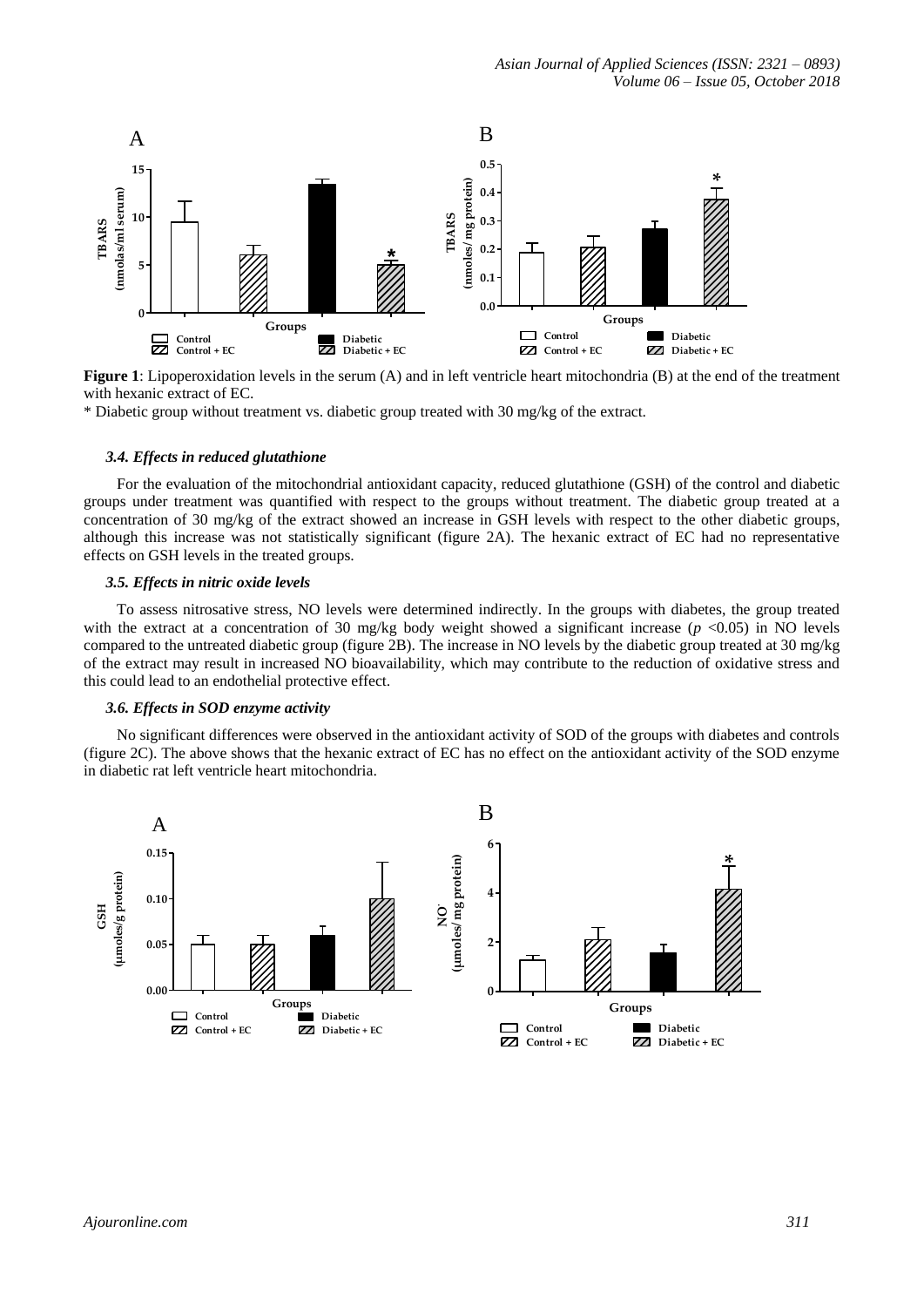**Figure 1**: Lipoperoxidation levels in the serum (A) and in left ventricle heart mitochondria (B) at the end of the treatment with hexanic extract of EC.

\* Diabetic group without treatment vs. diabetic group treated with 30 mg/kg of the extract.

### *3.4. Effects in reduced glutathione*

For the evaluation of the mitochondrial antioxidant capacity, reduced glutathione (GSH) of the control and diabetic groups under treatment was quantified with respect to the groups without treatment. The diabetic group treated at a concentration of 30 mg/kg of the extract showed an increase in GSH levels with respect to the other diabetic groups, although this increase was not statistically significant (figure 2A). The hexanic extract of EC had no representative effects on GSH levels in the treated groups.

### *3.5. Effects in nitric oxide levels*

To assess nitrosative stress, NO levels were determined indirectly. In the groups with diabetes, the group treated with the extract at a concentration of 30 mg/kg body weight showed a significant increase ($p$ <0.05) in NO levels compared to the untreated diabetic group (figure 2B). The increase in NO levels by the diabetic group treated at 30 mg/kg of the extract may result in increased NO bioavailability, which may contribute to the reduction of oxidative stress and this could lead to an endothelial protective effect.

### *3.6. Effects in SOD enzyme activity*

No significant differences were observed in the antioxidant activity of SOD of the groups with diabetes and controls (figure 2C). The above shows that the hexanic extract of EC has no effect on the antioxidant activity of the SOD enzyme in diabetic rat left ventricle heart mitochondria.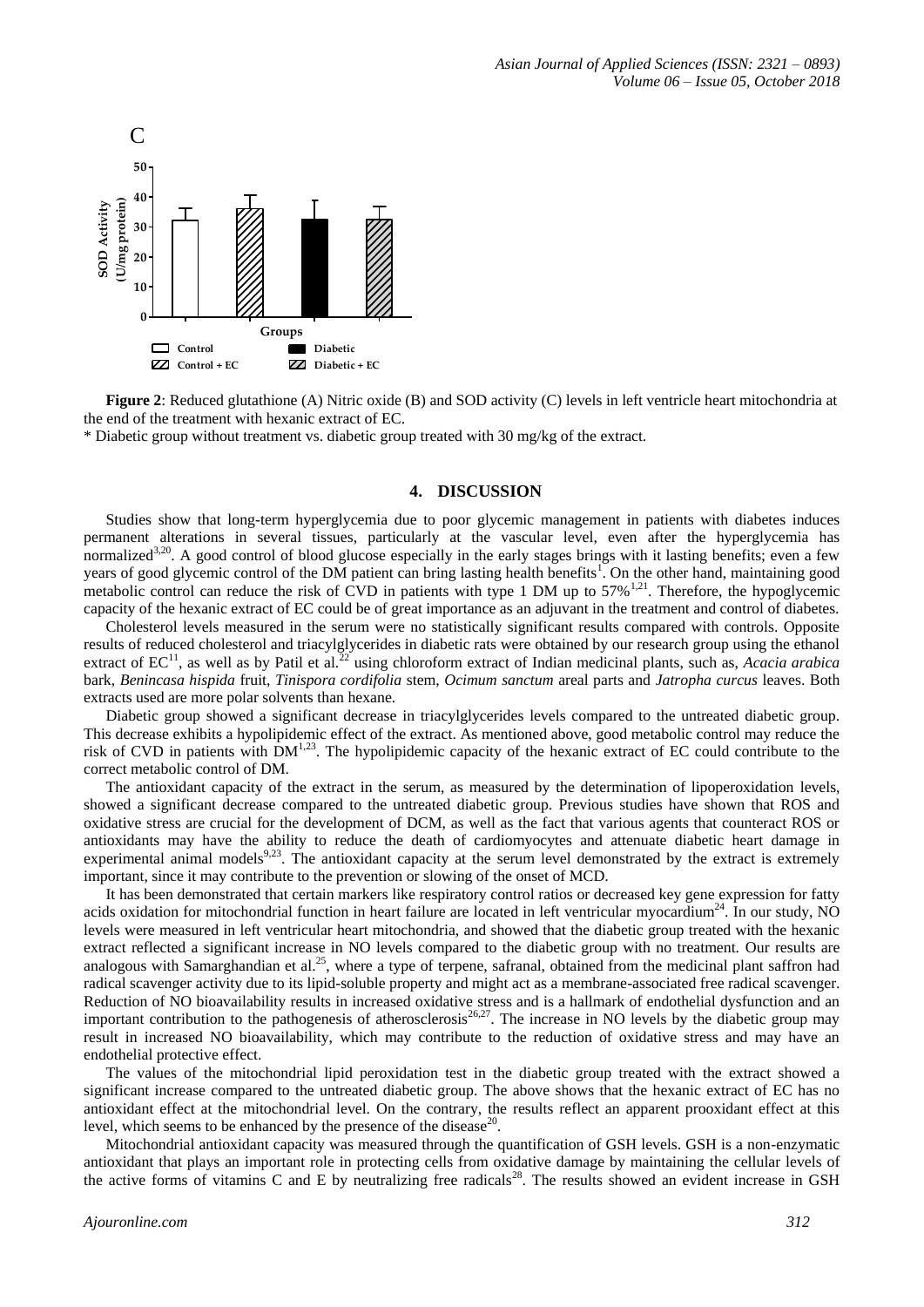**Figure 2**: Reduced glutathione (A) Nitric oxide (B) and SOD activity (C) levels in left ventricle heart mitochondria at the end of the treatment with hexanic extract of EC.

\* Diabetic group without treatment vs. diabetic group treated with 30 mg/kg of the extract.

## 4. DISCUSSION

Studies show that long-term hyperglycemia due to poor glycemic management in patients with diabetes induces permanent alterations in several tissues, particularly at the vascular level, even after the hyperglycemia has normalized[3,20]. A good control of blood glucose especially in the early stages brings with it lasting benefits; even a few years of good glycemic control of the DM patient can bring lasting health benefits[1]. On the other hand, maintaining good metabolic control can reduce the risk of CVD in patients with type 1 DM up to 57%[1,21]. Therefore, the hypoglycemic capacity of the hexanic extract of EC could be of great importance as an adjuvant in the treatment and control of diabetes.

Cholesterol levels measured in the serum were no statistically significant results compared with controls. Opposite results of reduced cholesterol and triacylglycerides in diabetic rats were obtained by our research group using the ethanol extract of EC[11], as well as by Patil et al.[22] using chloroform extract of Indian medicinal plants, such as, *Acacia arabica* bark, *Benincasa hispida* fruit, *Tinispora cordifolia* stem, *Ocimum sanctum* areal parts and *Jatropha curcus* leaves. Both extracts used are more polar solvents than hexane.

Diabetic group showed a significant decrease in triacylglycerides levels compared to the untreated diabetic group. This decrease exhibits a hypolipidemic effect of the extract. As mentioned above, good metabolic control may reduce the risk of CVD in patients with DM[1,23]. The hypolipidemic capacity of the hexanic extract of EC could contribute to the correct metabolic control of DM.

The antioxidant capacity of the extract in the serum, as measured by the determination of lipoperoxidation levels, showed a significant decrease compared to the untreated diabetic group. Previous studies have shown that ROS and oxidative stress are crucial for the development of DCM, as well as the fact that various agents that counteract ROS or antioxidants may have the ability to reduce the death of cardiomyocytes and attenuate diabetic heart damage in experimental animal models[9,23]. The antioxidant capacity at the serum level demonstrated by the extract is extremely important, since it may contribute to the prevention or slowing of the onset of MCD.

It has been demonstrated that certain markers like respiratory control ratios or decreased key gene expression for fatty acids oxidation for mitochondrial function in heart failure are located in left ventricular myocardium[24]. In our study, NO levels were measured in left ventricular heart mitochondria, and showed that the diabetic group treated with the hexanic extract reflected a significant increase in NO levels compared to the diabetic group with no treatment. Our results are analogous with Samarghandian et al.[25], where a type of terpene, safranal, obtained from the medicinal plant saffron had radical scavenger activity due to its lipid-soluble property and might act as a membrane-associated free radical scavenger. Reduction of NO bioavailability results in increased oxidative stress and is a hallmark of endothelial dysfunction and an important contribution to the pathogenesis of atherosclerosis[26,27]. The increase in NO levels by the diabetic group may result in increased NO bioavailability, which may contribute to the reduction of oxidative stress and may have an endothelial protective effect.

The values of the mitochondrial lipid peroxidation test in the diabetic group treated with the extract showed a significant increase compared to the untreated diabetic group. The above shows that the hexanic extract of EC has no antioxidant effect at the mitochondrial level. On the contrary, the results reflect an apparent prooxidant effect at this level, which seems to be enhanced by the presence of the disease[20].

Mitochondrial antioxidant capacity was measured through the quantification of GSH levels. GSH is a non-enzymatic antioxidant that plays an important role in protecting cells from oxidative damage by maintaining the cellular levels of the active forms of vitamins C and E by neutralizing free radicals[28]. The results showed an evident increase in GSH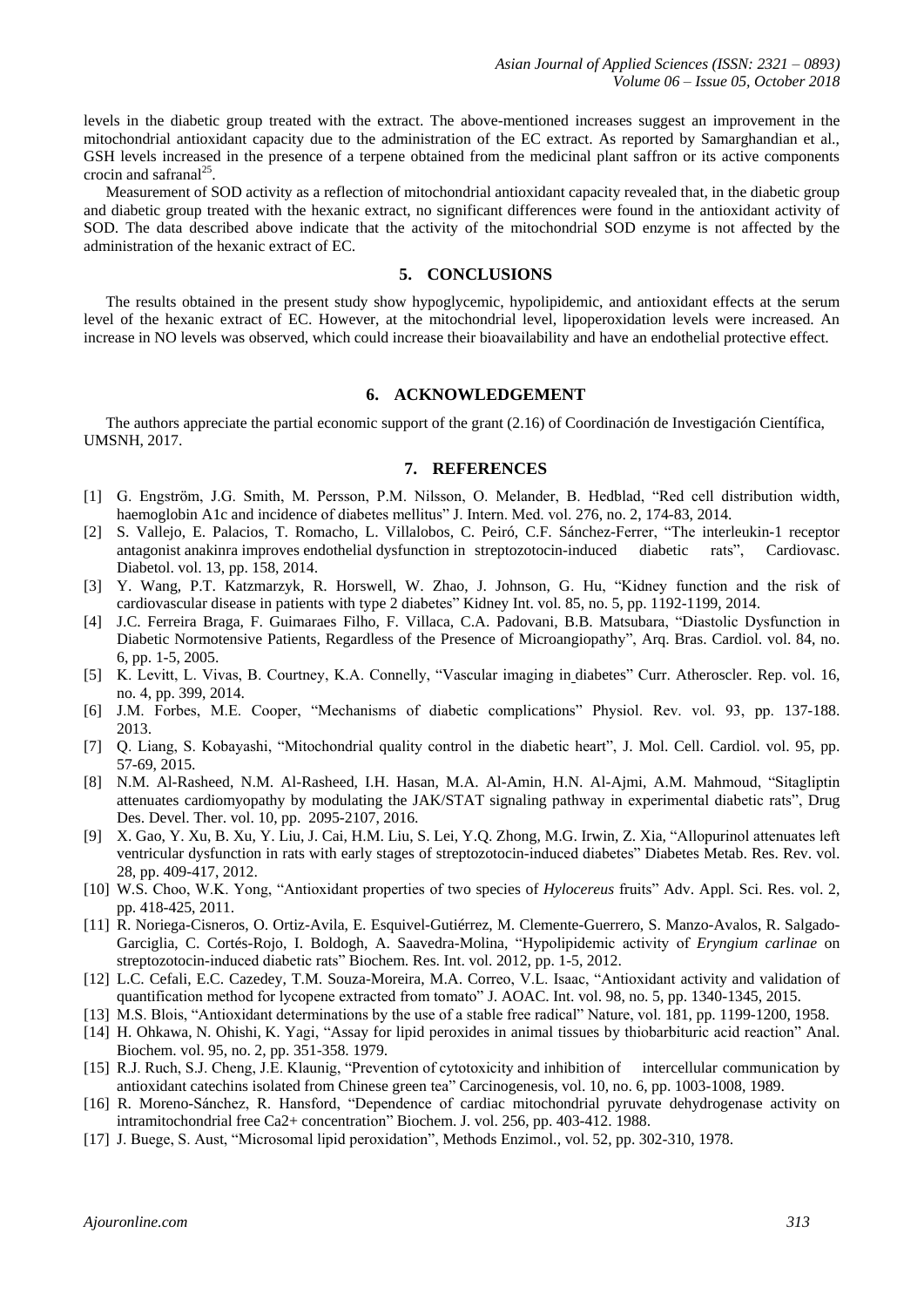levels in the diabetic group treated with the extract. The above-mentioned increases suggest an improvement in the mitochondrial antioxidant capacity due to the administration of the EC extract. As reported by Samarghandian et al., GSH levels increased in the presence of a terpene obtained from the medicinal plant saffron or its active components crocin and safranal[25].

Measurement of SOD activity as a reflection of mitochondrial antioxidant capacity revealed that, in the diabetic group and diabetic group treated with the hexanic extract, no significant differences were found in the antioxidant activity of SOD. The data described above indicate that the activity of the mitochondrial SOD enzyme is not affected by the administration of the hexanic extract of EC.

## 5. CONCLUSIONS

The results obtained in the present study show hypoglycemic, hypolipidemic, and antioxidant effects at the serum level of the hexanic extract of EC. However, at the mitochondrial level, lipoperoxidation levels were increased. An increase in NO levels was observed, which could increase their bioavailability and have an endothelial protective effect.

## 6. ACKNOWLEDGEMENT

The authors appreciate the partial economic support of the grant (2.16) of Coordinación de Investigación Científica, UMSNH, 2017.

## 7. REFERENCES

[1] G. Engström, J.G. Smith, M. Persson, P.M. Nilsson, O. Melander, B. Hedblad, "Red cell distribution width, haemoglobin A1c and incidence of diabetes mellitus" J. Intern. Med. vol. 276, no. 2, 174-83, 2014.

[2] S. Vallejo, E. Palacios, T. Romacho, L. Villalobos, C. Peiró, C.F. Sánchez-Ferrer, "The interleukin-1 receptor antagonist anakinra improves endothelial dysfunction in streptozotocin-induced diabetic rats", Cardiovasc. Diabetol. vol. 13, pp. 158, 2014.

[3] Y. Wang, P.T. Katzmarzyk, R. Horswell, W. Zhao, J. Johnson, G. Hu, "Kidney function and the risk of cardiovascular disease in patients with type 2 diabetes" Kidney Int. vol. 85, no. 5, pp. 1192-1199, 2014.

[4] J.C. Ferreira Braga, F. Guimaraes Filho, F. Villaca, C.A. Padovani, B.B. Matsubara, "Diastolic Dysfunction in Diabetic Normotensive Patients, Regardless of the Presence of Microangiopathy", Arq. Bras. Cardiol. vol. 84, no. 6, pp. 1-5, 2005.

[5] K. Levitt, L. Vivas, B. Courtney, K.A. Connelly, "Vascular imaging in diabetes" Curr. Atheroscler. Rep. vol. 16, no. 4, pp. 399, 2014.

[6] J.M. Forbes, M.E. Cooper, "Mechanisms of diabetic complications" Physiol. Rev. vol. 93, pp. 137-188. 2013.

[7] Q. Liang, S. Kobayashi, "Mitochondrial quality control in the diabetic heart", J. Mol. Cell. Cardiol. vol. 95, pp. 57-69, 2015.

[8] N.M. Al-Rasheed, N.M. Al-Rasheed, I.H. Hasan, M.A. Al-Amin, H.N. Al-Ajmi, A.M. Mahmoud, "Sitagliptin attenuates cardiomyopathy by modulating the JAK/STAT signaling pathway in experimental diabetic rats", Drug Des. Devel. Ther. vol. 10, pp. 2095-2107, 2016.

[9] X. Gao, Y. Xu, B. Xu, Y. Liu, J. Cai, H.M. Liu, S. Lei, Y.Q. Zhong, M.G. Irwin, Z. Xia, "Allopurinol attenuates left ventricular dysfunction in rats with early stages of streptozotocin-induced diabetes" Diabetes Metab. Res. Rev. vol. 28, pp. 409-417, 2012.

[10] W.S. Choo, W.K. Yong, "Antioxidant properties of two species of *Hylocereus* fruits" Adv. Appl. Sci. Res. vol. 2, pp. 418-425, 2011.

[11] R. Noriega-Cisneros, O. Ortiz-Avila, E. Esquivel-Gutiérrez, M. Clemente-Guerrero, S. Manzo-Avalos, R. Salgado-Garciglia, C. Cortés-Rojo, I. Boldogh, A. Saavedra-Molina, "Hypolipidemic activity of *Eryngium carlinae* on streptozotocin-induced diabetic rats" Biochem. Res. Int. vol. 2012, pp. 1-5, 2012.

[12] L.C. Cefali, E.C. Cazedey, T.M. Souza-Moreira, M.A. Correo, V.L. Isaac, "Antioxidant activity and validation of quantification method for lycopene extracted from tomato" J. AOAC. Int. vol. 98, no. 5, pp. 1340-1345, 2015.

[13] M.S. Blois, "Antioxidant determinations by the use of a stable free radical" Nature, vol. 181, pp. 1199-1200, 1958.

[14] H. Ohkawa, N. Ohishi, K. Yagi, "Assay for lipid peroxides in animal tissues by thiobarbituric acid reaction" Anal. Biochem. vol. 95, no. 2, pp. 351-358. 1979.

[15] R.J. Ruch, S.J. Cheng, J.E. Klaunig, "Prevention of cytotoxicity and inhibition of intercellular communication by antioxidant catechins isolated from Chinese green tea" Carcinogenesis, vol. 10, no. 6, pp. 1003-1008, 1989.

[16] R. Moreno-Sánchez, R. Hansford, "Dependence of cardiac mitochondrial pyruvate dehydrogenase activity on intramitochondrial free Ca2+ concentration" Biochem. J. vol. 256, pp. 403-412. 1988.

[17] J. Buege, S. Aust, "Microsomal lipid peroxidation", Methods Enzimol., vol. 52, pp. 302-310, 1978.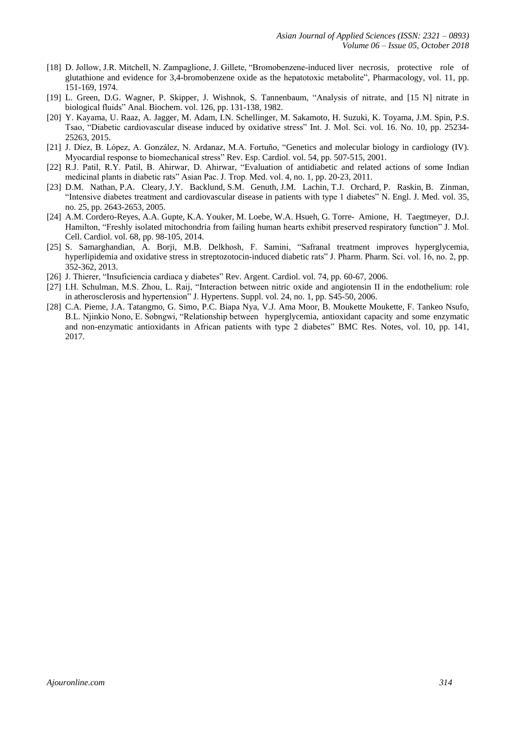[18] D. Jollow, J.R. Mitchell, N. Zampaglione, J. Gillete, "Bromobenzene-induced liver necrosis, protective role of glutathione and evidence for 3,4-bromobenzene oxide as the hepatotoxic metabolite", Pharmacology, vol. 11, pp. 151-169, 1974.

[19] L. Green, D.G. Wagner, P. Skipper, J. Wishnok, S. Tannenbaum, "Analysis of nitrate, and [15 N] nitrate in biological fluids" Anal. Biochem. vol. 126, pp. 131-138, 1982.

[20] Y. Kayama, U. Raaz, A. Jagger, M. Adam, I.N. Schellinger, M. Sakamoto, H. Suzuki, K. Toyama, J.M. Spin, P.S. Tsao, "Diabetic cardiovascular disease induced by oxidative stress" Int. J. Mol. Sci. vol. 16. No. 10, pp. 25234-25263, 2015.

[21] J. Díez, B. López, A. González, N. Ardanaz, M.A. Fortuño, "Genetics and molecular biology in cardiology (IV). Myocardial response to biomechanical stress" Rev. Esp. Cardiol. vol. 54, pp. 507-515, 2001.

[22] R.J. Patil, R.Y. Patil, B. Ahirwar, D. Ahirwar, "Evaluation of antidiabetic and related actions of some Indian medicinal plants in diabetic rats" Asian Pac. J. Trop. Med. vol. 4, no. 1, pp. 20-23, 2011.

[23] D.M. Nathan, P.A. Cleary, J.Y. Backlund, S.M. Genuth, J.M. Lachin, T.J. Orchard, P. Raskin, B. Zinman, "Intensive diabetes treatment and cardiovascular disease in patients with type 1 diabetes" N. Engl. J. Med. vol. 35, no. 25, pp. 2643-2653, 2005.

[24] A.M. Cordero-Reyes, A.A. Gupte, K.A. Youker, M. Loebe, W.A. Hsueh, G. Torre- Amione, H. Taegtmeyer, D.J. Hamilton, "Freshly isolated mitochondria from failing human hearts exhibit preserved respiratory function" J. Mol. Cell. Cardiol. vol. 68, pp. 98-105, 2014.

[25] S. Samarghandian, A. Borji, M.B. Delkhosh, F. Samini, "Safranal treatment improves hyperglycemia, hyperlipidemia and oxidative stress in streptozotocin-induced diabetic rats" J. Pharm. Pharm. Sci. vol. 16, no. 2, pp. 352-362, 2013.

[26] J. Thierer, "Insuficiencia cardiaca y diabetes" Rev. Argent. Cardiol. vol. 74, pp. 60-67, 2006.

[27] I.H. Schulman, M.S. Zhou, L. Raij, "Interaction between nitric oxide and angiotensin II in the endothelium: role in atherosclerosis and hypertension" J. Hypertens. Suppl. vol. 24, no. 1, pp. S45-50, 2006.

[28] C.A. Pieme, J.A. Tatangmo, G. Simo, P.C. Biapa Nya, V.J. Ama Moor, B. Moukette Moukette, F. Tankeo Nsufo, B.L. Njinkio Nono, E. Sobngwi, "Relationship between hyperglycemia, antioxidant capacity and some enzymatic and non-enzymatic antioxidants in African patients with type 2 diabetes" BMC Res. Notes, vol. 10, pp. 141, 2017.